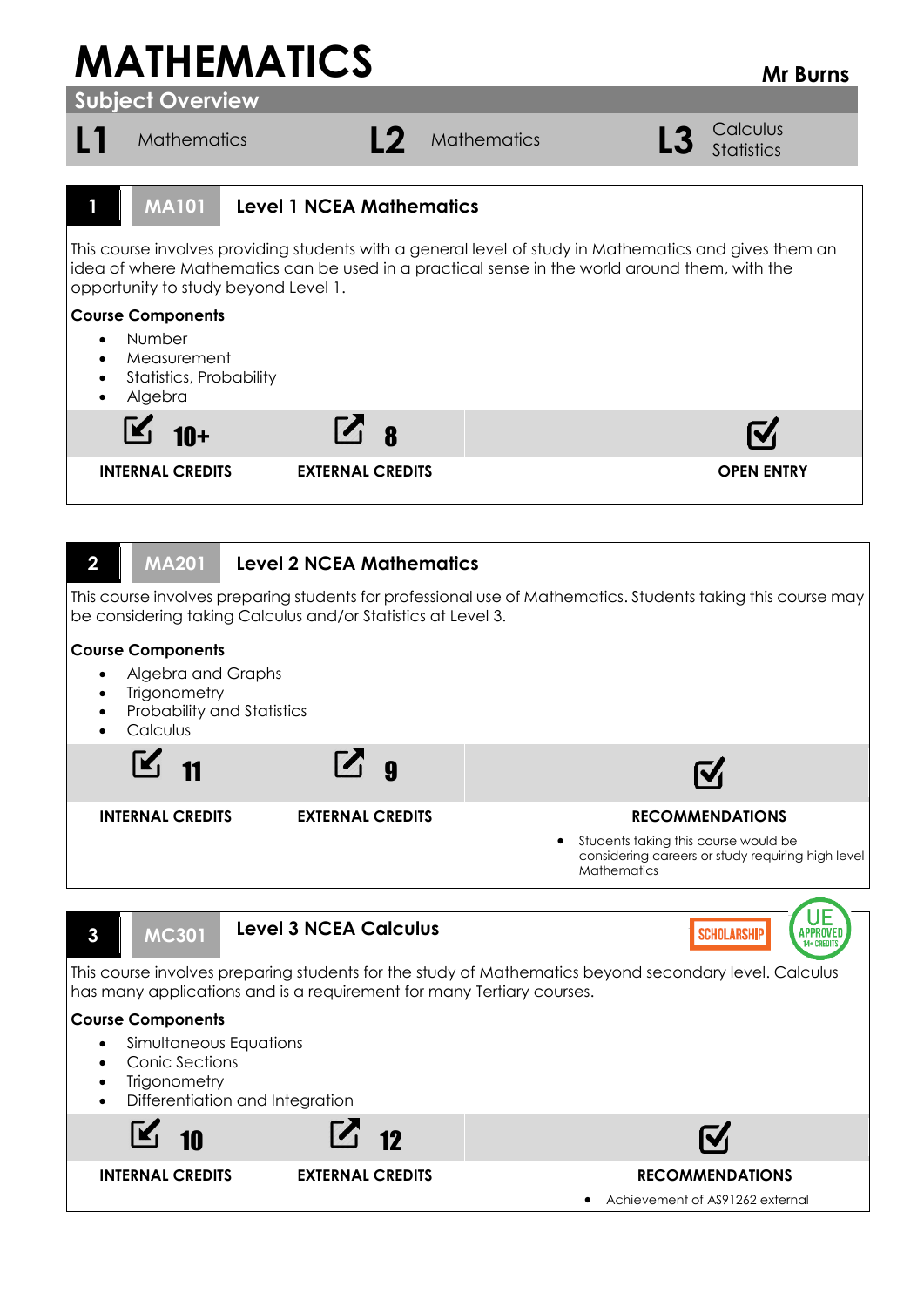# MATHEMATICS

**Mr Burns**

## Subject Overview

| L1 | L2 | L3 |
|---|---|---|
| Mathematics | Mathematics | Calculus<br>Statistics |

---

### 1 MA101 Level 1 NCEA Mathematics

This course involves providing students with a general level of study in Mathematics and gives them an idea of where Mathematics can be used in a practical sense in the world around them, with the opportunity to study beyond Level 1.

**Course Components**

- Number
- Measurement
- Statistics, Probability
- Algebra

| INTERNAL CREDITS | EXTERNAL CREDITS | OPEN ENTRY |
|---|---|---|
| 10+ | 8 | ☑ |

---

### 2 MA201 Level 2 NCEA Mathematics

This course involves preparing students for professional use of Mathematics. Students taking this course may be considering taking Calculus and/or Statistics at Level 3.

**Course Components**

- Algebra and Graphs
- Trigonometry
- Probability and Statistics
- Calculus

| INTERNAL CREDITS | EXTERNAL CREDITS | RECOMMENDATIONS |
|---|---|---|
| 11 | 9 | Students taking this course would be considering careers or study requiring high level Mathematics |

---

### 3 MC301 Level 3 NCEA Calculus

SCHOLARSHIP | UE APPROVED 14+ CREDITS

This course involves preparing students for the study of Mathematics beyond secondary level. Calculus has many applications and is a requirement for many Tertiary courses.

**Course Components**

- Simultaneous Equations
- Conic Sections
- Trigonometry
- Differentiation and Integration

| INTERNAL CREDITS | EXTERNAL CREDITS | RECOMMENDATIONS |
|---|---|---|
| 10 | 12 | Achievement of AS91262 external |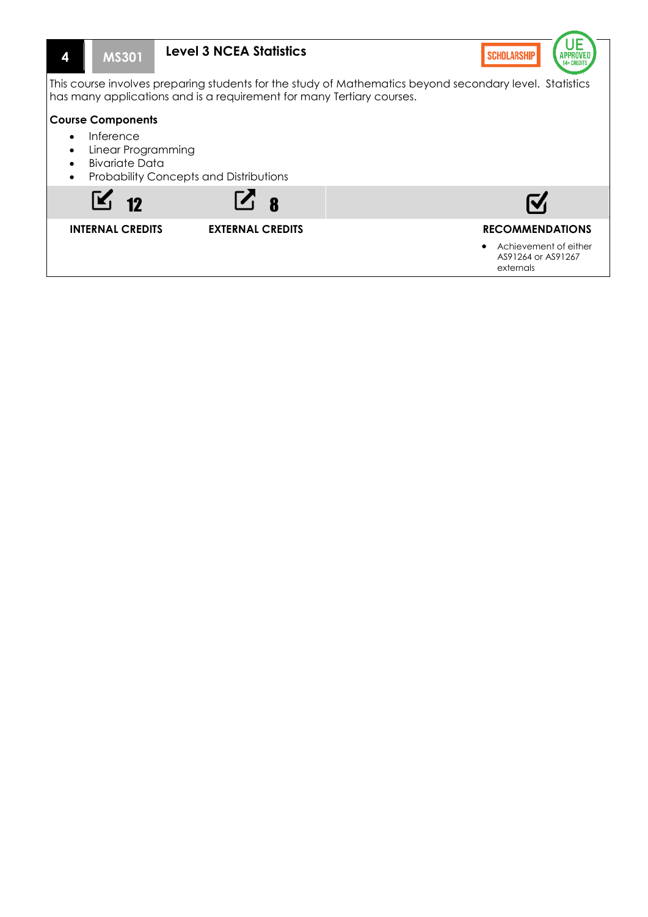## 4 MS301 Level 3 NCEA Statistics

SCHOLARSHIP

UE APPROVED 14+ CREDITS

This course involves preparing students for the study of Mathematics beyond secondary level. Statistics has many applications and is a requirement for many Tertiary courses.

**Course Components**

- Inference
- Linear Programming
- Bivariate Data
- Probability Concepts and Distributions

| INTERNAL CREDITS | EXTERNAL CREDITS | RECOMMENDATIONS |
|---|---|---|
| 12 | 8 | • Achievement of either AS91264 or AS91267 externals |